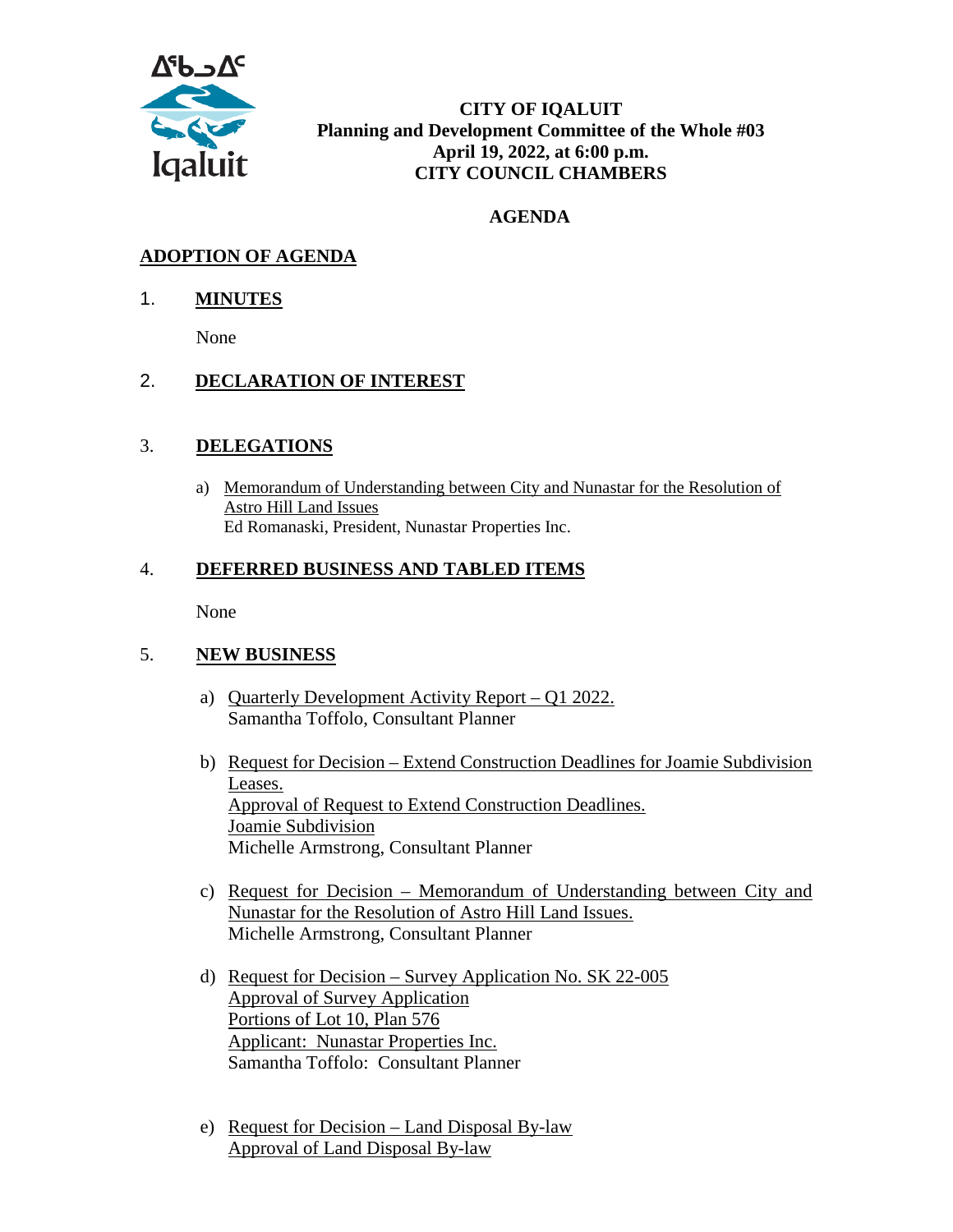ᐃᖃᓗᐃᑦ

Iqaluit

# CITY OF IQALUIT
## Planning and Development Committee of the Whole #03
**April 19, 2022, at 6:00 p.m.**
**CITY COUNCIL CHAMBERS**

## AGENDA

### ADOPTION OF AGENDA

### 1. MINUTES

None

### 2. DECLARATION OF INTEREST

### 3. DELEGATIONS

a) Memorandum of Understanding between City and Nunastar for the Resolution of Astro Hill Land Issues
Ed Romanaski, President, Nunastar Properties Inc.

### 4. DEFERRED BUSINESS AND TABLED ITEMS

None

### 5. NEW BUSINESS

a) Quarterly Development Activity Report – Q1 2022.
Samantha Toffolo, Consultant Planner

b) Request for Decision – Extend Construction Deadlines for Joamie Subdivision Leases.
Approval of Request to Extend Construction Deadlines.
Joamie Subdivision
Michelle Armstrong, Consultant Planner

c) Request for Decision – Memorandum of Understanding between City and Nunastar for the Resolution of Astro Hill Land Issues.
Michelle Armstrong, Consultant Planner

d) Request for Decision – Survey Application No. SK 22-005
Approval of Survey Application
Portions of Lot 10, Plan 576
Applicant: Nunastar Properties Inc.
Samantha Toffolo: Consultant Planner

e) Request for Decision – Land Disposal By-law
Approval of Land Disposal By-law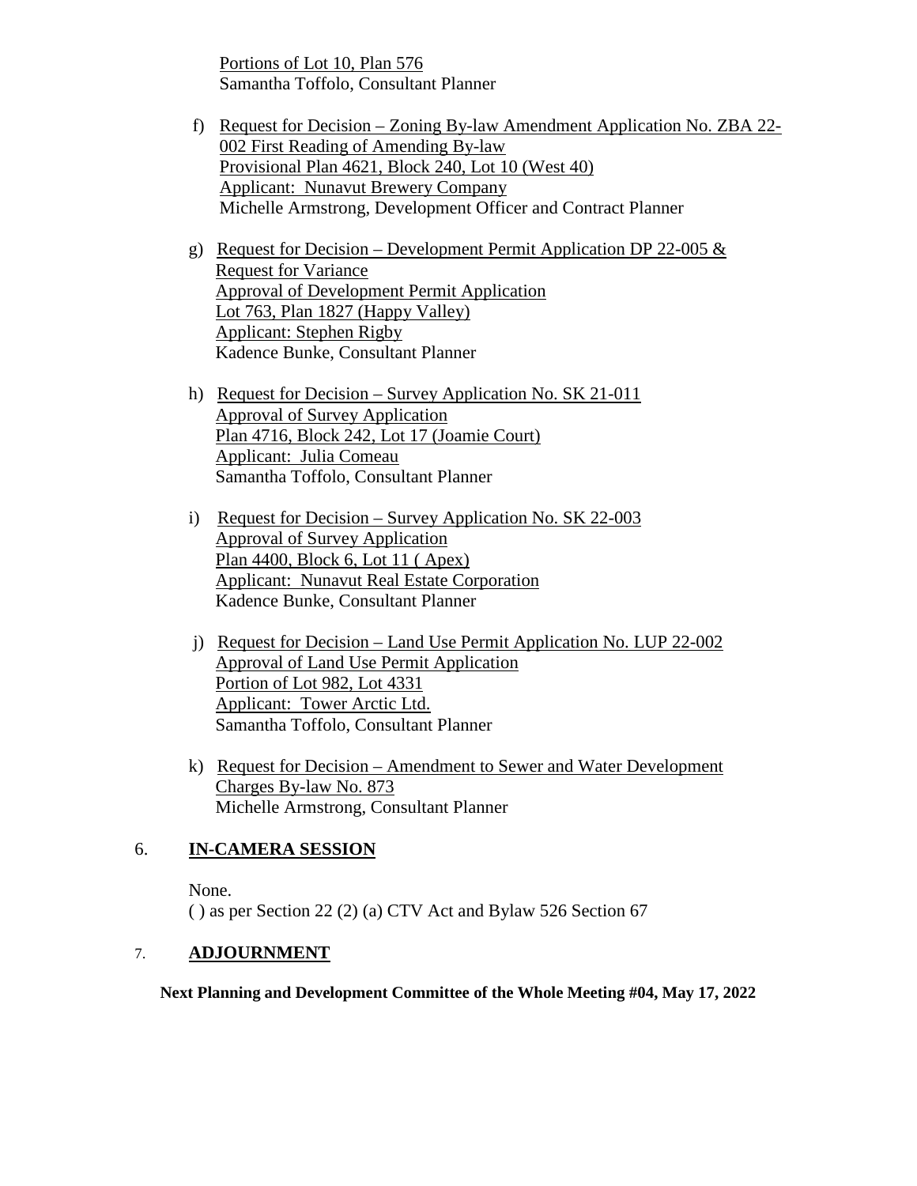Portions of Lot 10, Plan 576
Samantha Toffolo, Consultant Planner

f) Request for Decision – Zoning By-law Amendment Application No. ZBA 22-002 First Reading of Amending By-law
Provisional Plan 4621, Block 240, Lot 10 (West 40)
Applicant: Nunavut Brewery Company
Michelle Armstrong, Development Officer and Contract Planner

g) Request for Decision – Development Permit Application DP 22-005 & Request for Variance
Approval of Development Permit Application
Lot 763, Plan 1827 (Happy Valley)
Applicant: Stephen Rigby
Kadence Bunke, Consultant Planner

h) Request for Decision – Survey Application No. SK 21-011
Approval of Survey Application
Plan 4716, Block 242, Lot 17 (Joamie Court)
Applicant: Julia Comeau
Samantha Toffolo, Consultant Planner

i) Request for Decision – Survey Application No. SK 22-003
Approval of Survey Application
Plan 4400, Block 6, Lot 11 ( Apex)
Applicant: Nunavut Real Estate Corporation
Kadence Bunke, Consultant Planner

j) Request for Decision – Land Use Permit Application No. LUP 22-002
Approval of Land Use Permit Application
Portion of Lot 982, Lot 4331
Applicant: Tower Arctic Ltd.
Samantha Toffolo, Consultant Planner

k) Request for Decision – Amendment to Sewer and Water Development Charges By-law No. 873
Michelle Armstrong, Consultant Planner

## 6. IN-CAMERA SESSION

None.
( ) as per Section 22 (2) (a) CTV Act and Bylaw 526 Section 67

## 7. ADJOURNMENT

**Next Planning and Development Committee of the Whole Meeting #04, May 17, 2022**